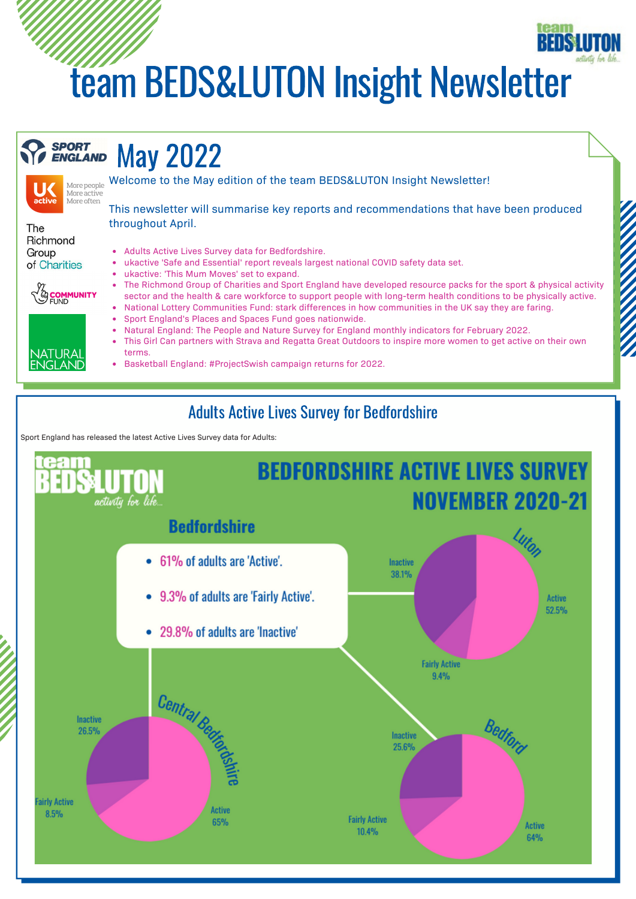# team BEDS&LUTON Insight Newsletter

## May 2022

Welcome to the May edition of the team BEDS&LUTON Insight Newsletter!

This newsletter will summarise key reports and recommendations that have been produced throughout April.

- Adults Active Lives Survey data for Bedfordshire.
- ukactive 'Safe and Essential' report reveals largest national COVID safety data set.
- ukactive: 'This Mum Moves' set to expand.
- The Richmond Group of Charities and Sport England have developed resource packs for the sport & physical activity sector and the health & care workforce to support people with long-term health conditions to be physically active.
- National Lottery Communities Fund: stark differences in how communities in the UK say they are faring.
- Sport England's Places and Spaces Fund goes nationwide.
- Natural England: The People and Nature Survey for England monthly indicators for February 2022.
- This Girl Can partners with Strava and Regatta Great Outdoors to inspire more women to get active on their own terms.
- Basketball England: #ProjectSwish campaign returns for 2022.

## Adults Active Lives Survey for Bedfordshire

Sport England has released the latest Active Lives Survey data for Adults:

### BEDFORDSHIRE ACTIVE LIVES SURVEY NOVEMBER 2020-21

**Bedfordshire**

- 61% of adults are 'Active'.
- 9.3% of adults are 'Fairly Active'.
- 29.8% of adults are 'Inactive'

| Area | Active | Fairly Active | Inactive |
| --- | --- | --- | --- |
| Luton | 52.5% | 9.4% | 38.1% |
| Central Bedfordshire | 65% | 8.5% | 26.5% |
| Bedford | 64% | 10.4% | 25.6% |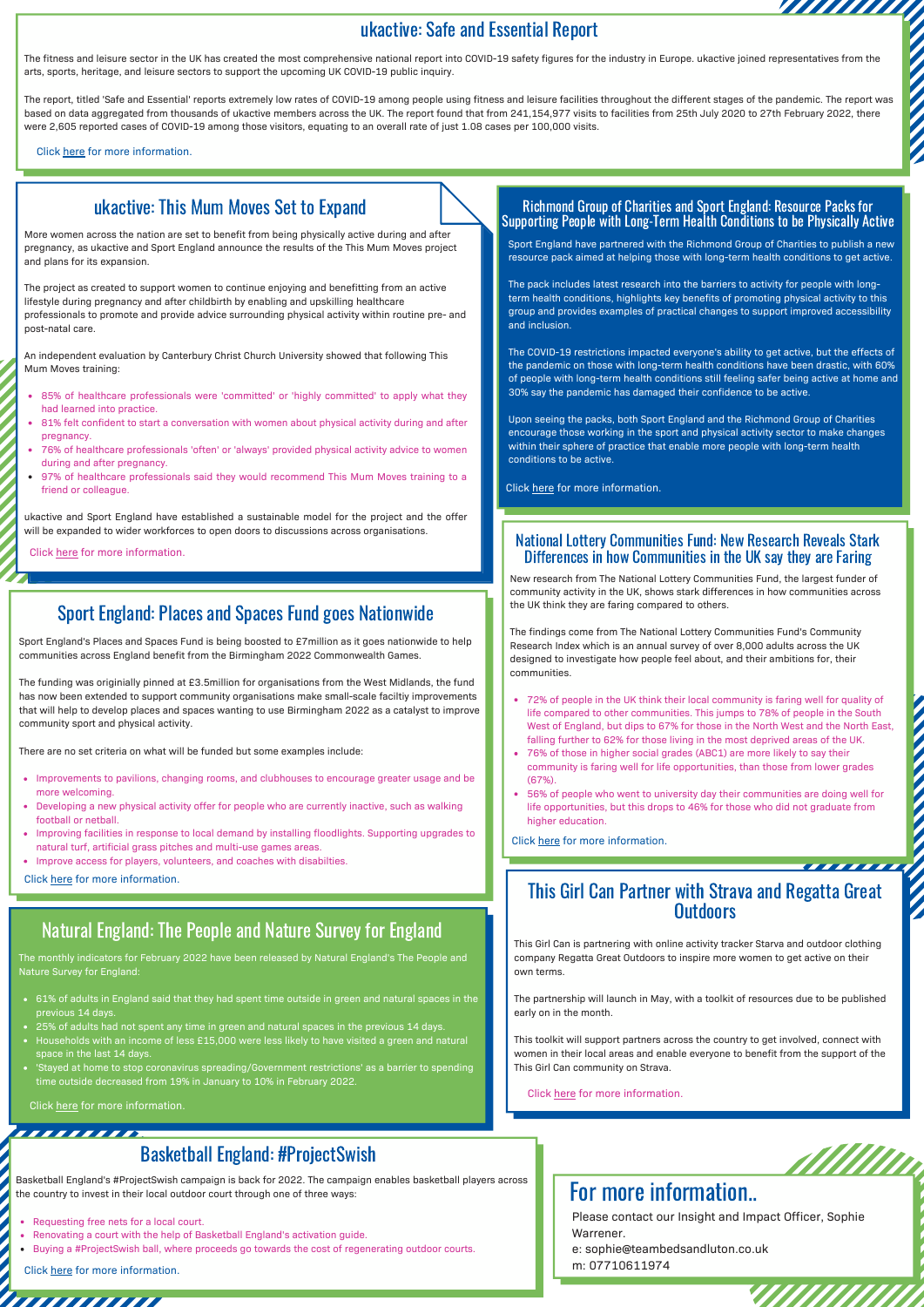## ukactive: Safe and Essential Report

The fitness and leisure sector in the UK has created the most comprehensive national report into COVID-19 safety figures for the industry in Europe. ukactive joined representatives from the arts, sports, heritage, and leisure sectors to support the upcoming UK COVID-19 public inquiry.

The report, titled 'Safe and Essential' reports extremely low rates of COVID-19 among people using fitness and leisure facilities throughout the different stages of the pandemic. The report was based on data aggregated from thousands of ukactive members across the UK. The report found that from 241,154,977 visits to facilities from 25th July 2020 to 27th February 2022, there were 2,605 reported cases of COVID-19 among those visitors, equating to an overall rate of just 1.08 cases per 100,000 visits.

Click here for more information.

## ukactive: This Mum Moves Set to Expand

More women across the nation are set to benefit from being physically active during and after pregnancy, as ukactive and Sport England announce the results of the This Mum Moves project and plans for its expansion.

The project as created to support women to continue enjoying and benefitting from an active lifestyle during pregnancy and after childbirth by enabling and upskilling healthcare professionals to promote and provide advice surrounding physical activity within routine pre- and post-natal care.

An independent evaluation by Canterbury Christ Church University showed that following This Mum Moves training:

- 85% of healthcare professionals were 'committed' or 'highly committed' to apply what they had learned into practice.
- 81% felt confident to start a conversation with women about physical activity during and after pregnancy.
- 76% of healthcare professionals 'often' or 'always' provided physical activity advice to women during and after pregnancy.
- 97% of healthcare professionals said they would recommend This Mum Moves training to a friend or colleague.

ukactive and Sport England have established a sustainable model for the project and the offer will be expanded to wider workforces to open doors to discussions across organisations.

Click here for more information.

## Richmond Group of Charities and Sport England: Resource Packs for Supporting People with Long-Term Health Conditions to be Physically Active

Sport England have partnered with the Richmond Group of Charities to publish a new resource pack aimed at helping those with long-term health conditions to get active.

The pack includes latest research into the barriers to activity for people with long-term health conditions, highlights key benefits of promoting physical activity to this group and provides examples of practical changes to support improved accessibility and inclusion.

The COVID-19 restrictions impacted everyone's ability to get active, but the effects of the pandemic on those with long-term health conditions have been drastic, with 60% of people with long-term health conditions still feeling safer being active at home and 30% say the pandemic has damaged their confidence to be active.

Upon seeing the packs, both Sport England and the Richmond Group of Charities encourage those working in the sport and physical activity sector to make changes within their sphere of practice that enable more people with long-term health conditions to be active.

Click here for more information.

## National Lottery Communities Fund: New Research Reveals Stark Differences in how Communities in the UK say they are Faring

New research from The National Lottery Communities Fund, the largest funder of community activity in the UK, shows stark differences in how communities across the UK think they are faring compared to others.

The findings come from The National Lottery Communities Fund's Community Research Index which is an annual survey of over 8,000 adults across the UK designed to investigate how people feel about, and their ambitions for, their communities.

- 72% of people in the UK think their local community is faring well for quality of life compared to other communities. This jumps to 78% of people in the South West of England, but dips to 67% for those in the North West and the North East, falling further to 62% for those living in the most deprived areas of the UK.
- 76% of those in higher social grades (ABC1) are more likely to say their community is faring well for life opportunities, than those from lower grades (67%).
- 56% of people who went to university day their communities are doing well for life opportunities, but this drops to 46% for those who did not graduate from higher education.

Click here for more information.

## Sport England: Places and Spaces Fund goes Nationwide

Sport England's Places and Spaces Fund is being boosted to £7million as it goes nationwide to help communities across England benefit from the Birmingham 2022 Commonwealth Games.

The funding was originially pinned at £3.5million for organisations from the West Midlands, the fund has now been extended to support community organisations make small-scale faciltiy improvements that will help to develop places and spaces wanting to use Birmingham 2022 as a catalyst to improve community sport and physical activity.

There are no set criteria on what will be funded but some examples include:

- Improvements to pavilions, changing rooms, and clubhouses to encourage greater usage and be more welcoming.
- Developing a new physical activity offer for people who are currently inactive, such as walking football or netball.
- Improving facilities in response to local demand by installing floodlights. Supporting upgrades to natural turf, artificial grass pitches and multi-use games areas.
- Improve access for players, volunteers, and coaches with disabilties.

Click here for more information.

## This Girl Can Partner with Strava and Regatta Great Outdoors

This Girl Can is partnering with online activity tracker Starva and outdoor clothing company Regatta Great Outdoors to inspire more women to get active on their own terms.

The partnership will launch in May, with a toolkit of resources due to be published early on in the month.

This toolkit will support partners across the country to get involved, connect with women in their local areas and enable everyone to benefit from the support of the This Girl Can community on Strava.

Click here for more information.

## Natural England: The People and Nature Survey for England

The monthly indicators for February 2022 have been released by Natural England's The People and Nature Survey for England:

- 61% of adults in England said that they had spent time outside in green and natural spaces in the previous 14 days.
- 25% of adults had not spent any time in green and natural spaces in the previous 14 days.
- Households with an income of less £15,000 were less likely to have visited a green and natural space in the last 14 days.
- 'Stayed at home to stop coronavirus spreading/Government restrictions' as a barrier to spending time outside decreased from 19% in January to 10% in February 2022.

Click here for more information.

## Basketball England: #ProjectSwish

Basketball England's #ProjectSwish campaign is back for 2022. The campaign enables basketball players across the country to invest in their local outdoor court through one of three ways:

- Requesting free nets for a local court.
- Renovating a court with the help of Basketball England's activation guide.
- Buying a #ProjectSwish ball, where proceeds go towards the cost of regenerating outdoor courts.

Click here for more information.

## For more information..

Please contact our Insight and Impact Officer, Sophie Warrener.

e: sophie@teambedsandluton.co.uk

m: 07710611974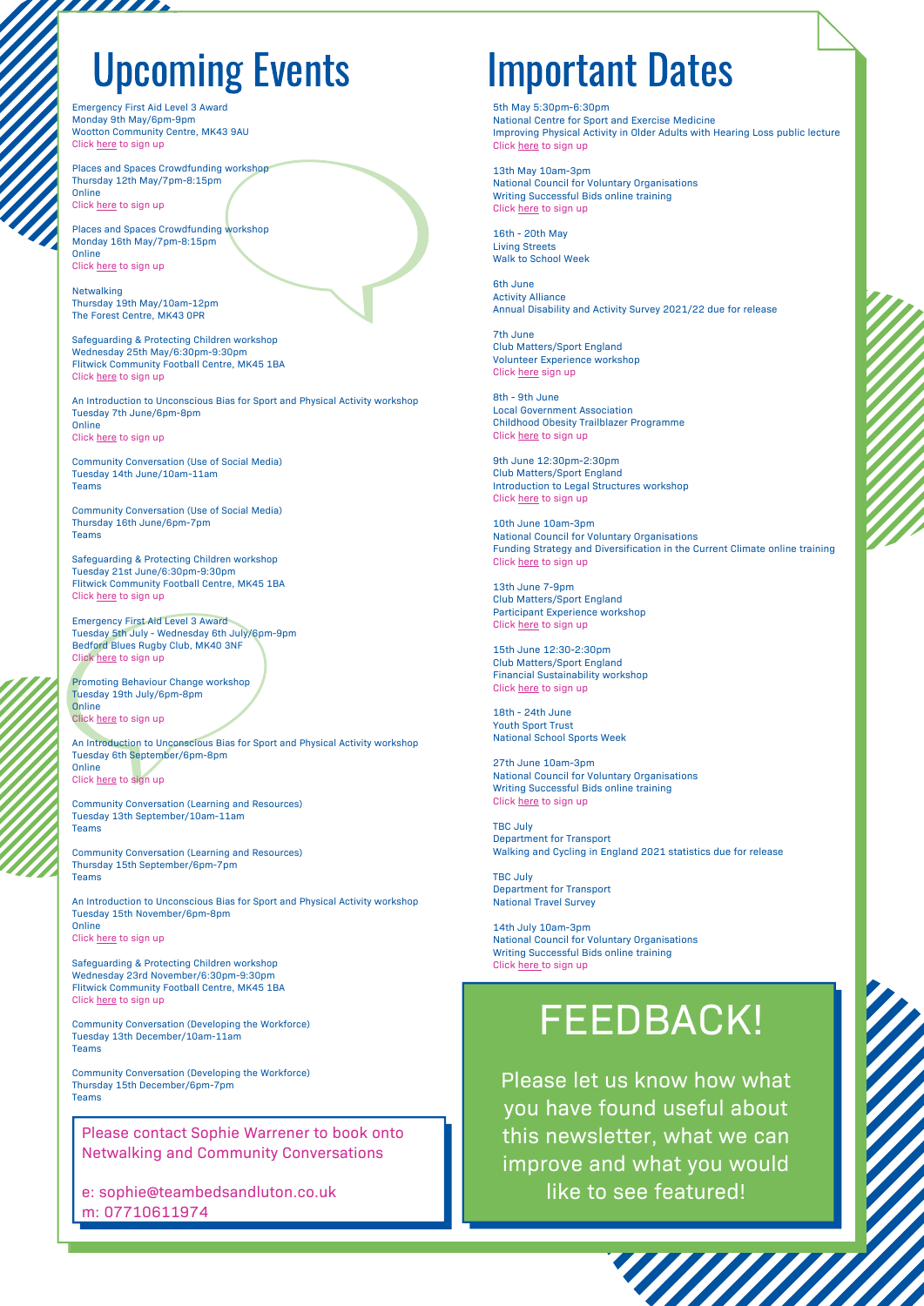# Upcoming Events

Emergency First Aid Level 3 Award
Monday 9th May/6pm-9pm
Wootton Community Centre, MK43 9AU
Click here to sign up

Places and Spaces Crowdfunding workshop
Thursday 12th May/7pm-8:15pm
Online
Click here to sign up

Places and Spaces Crowdfunding workshop
Monday 16th May/7pm-8:15pm
Online
Click here to sign up

Netwalking
Thursday 19th May/10am-12pm
The Forest Centre, MK43 0PR

Safeguarding & Protecting Children workshop
Wednesday 25th May/6:30pm-9:30pm
Flitwick Community Football Centre, MK45 1BA
Click here to sign up

An Introduction to Unconscious Bias for Sport and Physical Activity workshop
Tuesday 7th June/6pm-8pm
Online
Click here to sign up

Community Conversation (Use of Social Media)
Tuesday 14th June/10am-11am
Teams

Community Conversation (Use of Social Media)
Thursday 16th June/6pm-7pm
Teams

Safeguarding & Protecting Children workshop
Tuesday 21st June/6:30pm-9:30pm
Flitwick Community Football Centre, MK45 1BA
Click here to sign up

Emergency First Aid Level 3 Award
Tuesday 5th July - Wednesday 6th July/6pm-9pm
Bedford Blues Rugby Club, MK40 3NF
Click here to sign up

Promoting Behaviour Change workshop
Tuesday 19th July/6pm-8pm
Online
Click here to sign up

An Introduction to Unconscious Bias for Sport and Physical Activity workshop
Tuesday 6th September/6pm-8pm
Online
Click here to sign up

Community Conversation (Learning and Resources)
Tuesday 13th September/10am-11am
Teams

Community Conversation (Learning and Resources)
Thursday 15th September/6pm-7pm
Teams

An Introduction to Unconscious Bias for Sport and Physical Activity workshop
Tuesday 15th November/6pm-8pm
Online
Click here to sign up

Safeguarding & Protecting Children workshop
Wednesday 23rd November/6:30pm-9:30pm
Flitwick Community Football Centre, MK45 1BA
Click here to sign up

Community Conversation (Developing the Workforce)
Tuesday 13th December/10am-11am
Teams

Community Conversation (Developing the Workforce)
Thursday 15th December/6pm-7pm
Teams

Please contact Sophie Warrener to book onto Netwalking and Community Conversations

e: sophie@teambedsandluton.co.uk
m: 07710611974

# Important Dates

5th May 5:30pm-6:30pm
National Centre for Sport and Exercise Medicine
Improving Physical Activity in Older Adults with Hearing Loss public lecture
Click here to sign up

13th May 10am-3pm
National Council for Voluntary Organisations
Writing Successful Bids online training
Click here to sign up

16th - 20th May
Living Streets
Walk to School Week

6th June
Activity Alliance
Annual Disability and Activity Survey 2021/22 due for release

7th June
Club Matters/Sport England
Volunteer Experience workshop
Click here sign up

8th - 9th June
Local Government Association
Childhood Obesity Trailblazer Programme
Click here to sign up

9th June 12:30pm-2:30pm
Club Matters/Sport England
Introduction to Legal Structures workshop
Click here to sign up

10th June 10am-3pm
National Council for Voluntary Organisations
Funding Strategy and Diversification in the Current Climate online training
Click here to sign up

13th June 7-9pm
Club Matters/Sport England
Participant Experience workshop
Click here to sign up

15th June 12:30-2:30pm
Club Matters/Sport England
Financial Sustainability workshop
Click here to sign up

18th - 24th June
Youth Sport Trust
National School Sports Week

27th June 10am-3pm
National Council for Voluntary Organisations
Writing Successful Bids online training
Click here to sign up

TBC July
Department for Transport
Walking and Cycling in England 2021 statistics due for release

TBC July
Department for Transport
National Travel Survey

14th July 10am-3pm
National Council for Voluntary Organisations
Writing Successful Bids online training
Click here to sign up

## FEEDBACK!

Please let us know how what you have found useful about this newsletter, what we can improve and what you would like to see featured!